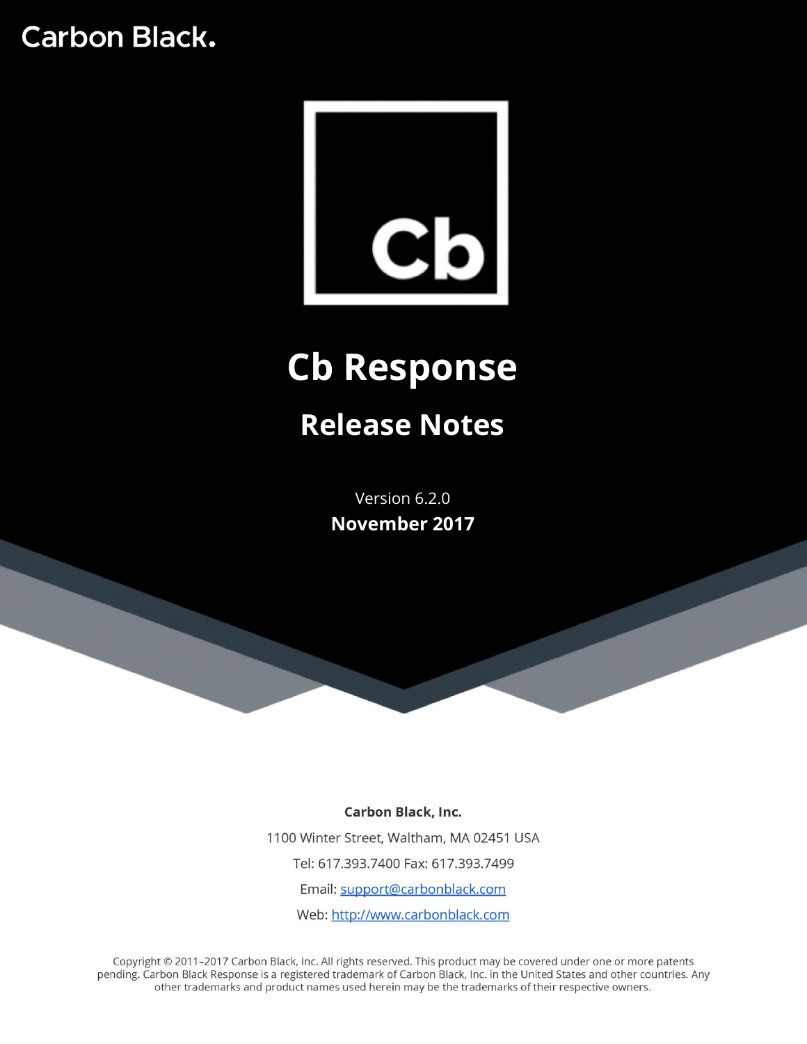Carbon Black.

# Cb Response

## Release Notes

Version 6.2.0

**November 2017**

**Carbon Black, Inc.**

1100 Winter Street, Waltham, MA 02451 USA

Tel: 617.393.7400 Fax: 617.393.7499

Email: support@carbonblack.com

Web: http://www.carbonblack.com

Copyright © 2011–2017 Carbon Black, Inc. All rights reserved. This product may be covered under one or more patents pending. Carbon Black Response is a registered trademark of Carbon Black, Inc. in the United States and other countries. Any other trademarks and product names used herein may be the trademarks of their respective owners.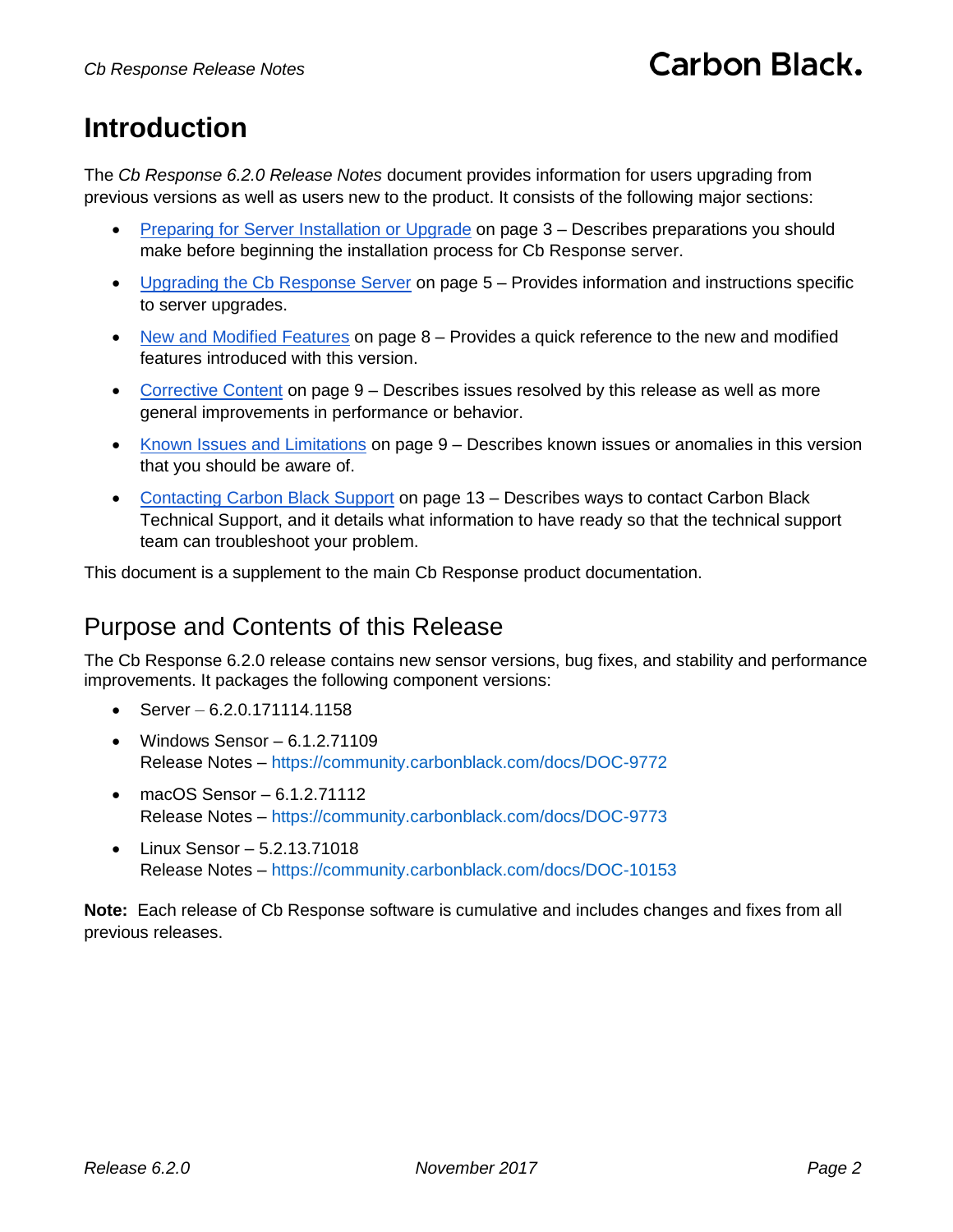# Introduction

The *Cb Response 6.2.0 Release Notes* document provides information for users upgrading from previous versions as well as users new to the product. It consists of the following major sections:

- Preparing for Server Installation or Upgrade on page 3 – Describes preparations you should make before beginning the installation process for Cb Response server.
- Upgrading the Cb Response Server on page 5 – Provides information and instructions specific to server upgrades.
- New and Modified Features on page 8 – Provides a quick reference to the new and modified features introduced with this version.
- Corrective Content on page 9 – Describes issues resolved by this release as well as more general improvements in performance or behavior.
- Known Issues and Limitations on page 9 – Describes known issues or anomalies in this version that you should be aware of.
- Contacting Carbon Black Support on page 13 – Describes ways to contact Carbon Black Technical Support, and it details what information to have ready so that the technical support team can troubleshoot your problem.

This document is a supplement to the main Cb Response product documentation.

## Purpose and Contents of this Release

The Cb Response 6.2.0 release contains new sensor versions, bug fixes, and stability and performance improvements. It packages the following component versions:

- Server – 6.2.0.171114.1158
- Windows Sensor – 6.1.2.71109
  Release Notes – https://community.carbonblack.com/docs/DOC-9772
- macOS Sensor – 6.1.2.71112
  Release Notes – https://community.carbonblack.com/docs/DOC-9773
- Linux Sensor – 5.2.13.71018
  Release Notes – https://community.carbonblack.com/docs/DOC-10153

**Note:** Each release of Cb Response software is cumulative and includes changes and fixes from all previous releases.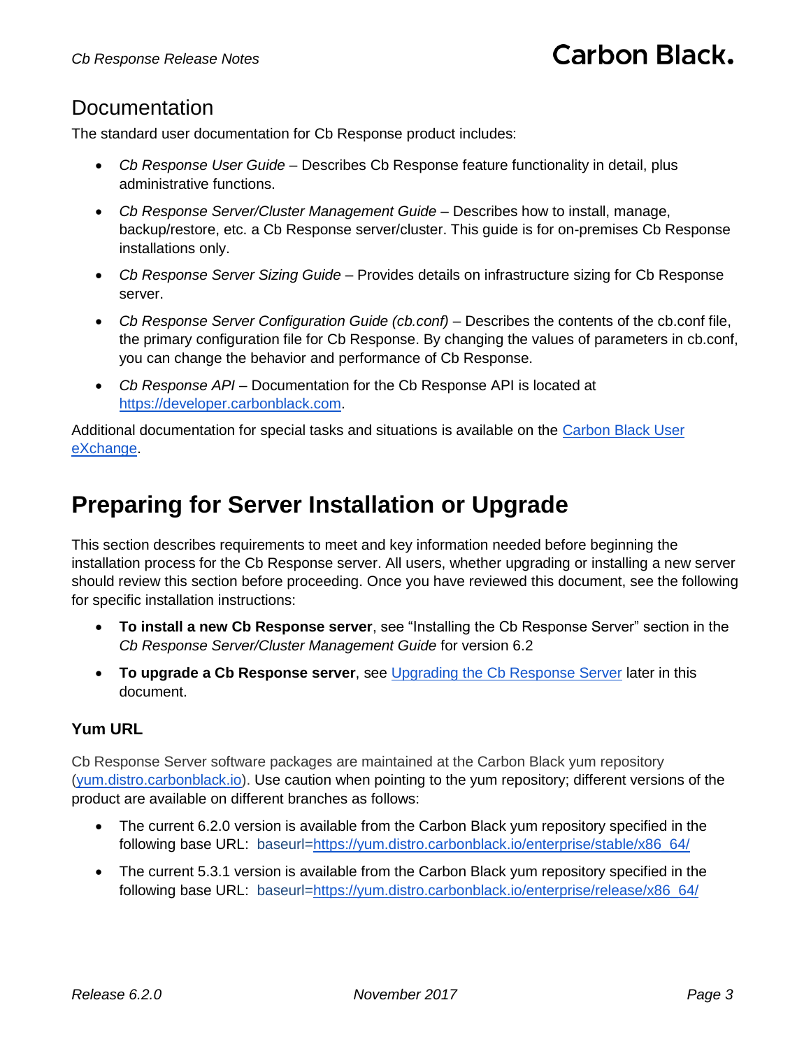## Documentation

The standard user documentation for Cb Response product includes:

- *Cb Response User Guide* – Describes Cb Response feature functionality in detail, plus administrative functions.
- *Cb Response Server/Cluster Management Guide* – Describes how to install, manage, backup/restore, etc. a Cb Response server/cluster. This guide is for on-premises Cb Response installations only.
- *Cb Response Server Sizing Guide* – Provides details on infrastructure sizing for Cb Response server.
- *Cb Response Server Configuration Guide (cb.conf)* – Describes the contents of the cb.conf file, the primary configuration file for Cb Response. By changing the values of parameters in cb.conf, you can change the behavior and performance of Cb Response.
- *Cb Response API* – Documentation for the Cb Response API is located at [https://developer.carbonblack.com](https://developer.carbonblack.com).

Additional documentation for special tasks and situations is available on the [Carbon Black User eXchange](#).

# Preparing for Server Installation or Upgrade

This section describes requirements to meet and key information needed before beginning the installation process for the Cb Response server. All users, whether upgrading or installing a new server should review this section before proceeding. Once you have reviewed this document, see the following for specific installation instructions:

- **To install a new Cb Response server**, see "Installing the Cb Response Server" section in the *Cb Response Server/Cluster Management Guide* for version 6.2
- **To upgrade a Cb Response server**, see [Upgrading the Cb Response Server](#) later in this document.

### Yum URL

Cb Response Server software packages are maintained at the Carbon Black yum repository ([yum.distro.carbonblack.io](https://yum.distro.carbonblack.io)). Use caution when pointing to the yum repository; different versions of the product are available on different branches as follows:

- The current 6.2.0 version is available from the Carbon Black yum repository specified in the following base URL: baseurl=https://yum.distro.carbonblack.io/enterprise/stable/x86_64/
- The current 5.3.1 version is available from the Carbon Black yum repository specified in the following base URL: baseurl=https://yum.distro.carbonblack.io/enterprise/release/x86_64/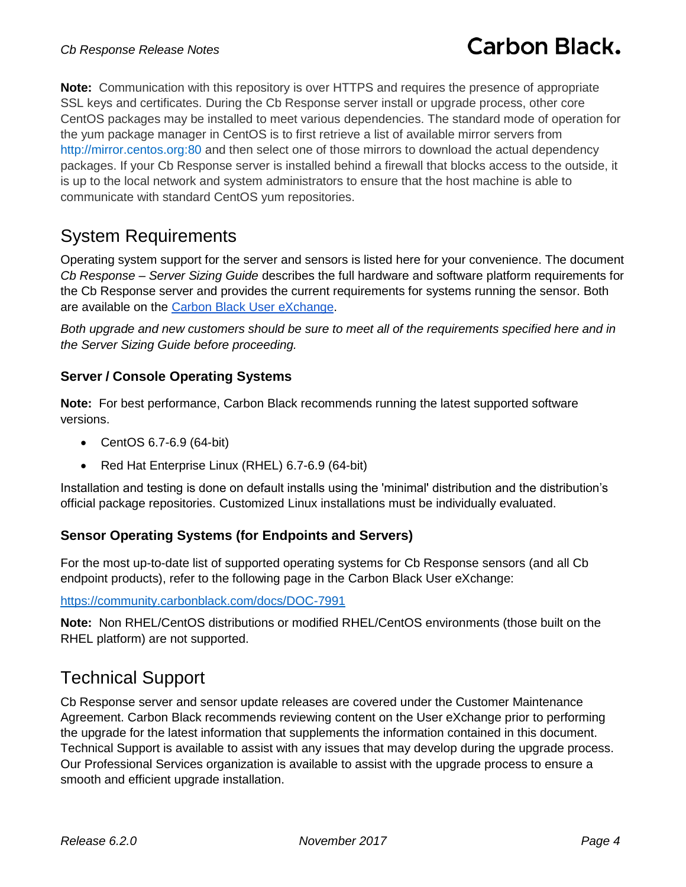**Note:** Communication with this repository is over HTTPS and requires the presence of appropriate SSL keys and certificates. During the Cb Response server install or upgrade process, other core CentOS packages may be installed to meet various dependencies. The standard mode of operation for the yum package manager in CentOS is to first retrieve a list of available mirror servers from http://mirror.centos.org:80 and then select one of those mirrors to download the actual dependency packages. If your Cb Response server is installed behind a firewall that blocks access to the outside, it is up to the local network and system administrators to ensure that the host machine is able to communicate with standard CentOS yum repositories.

# System Requirements

Operating system support for the server and sensors is listed here for your convenience. The document *Cb Response – Server Sizing Guide* describes the full hardware and software platform requirements for the Cb Response server and provides the current requirements for systems running the sensor. Both are available on the Carbon Black User eXchange.

*Both upgrade and new customers should be sure to meet all of the requirements specified here and in the Server Sizing Guide before proceeding.*

### Server / Console Operating Systems

**Note:** For best performance, Carbon Black recommends running the latest supported software versions.

- CentOS 6.7-6.9 (64-bit)
- Red Hat Enterprise Linux (RHEL) 6.7-6.9 (64-bit)

Installation and testing is done on default installs using the 'minimal' distribution and the distribution's official package repositories. Customized Linux installations must be individually evaluated.

### Sensor Operating Systems (for Endpoints and Servers)

For the most up-to-date list of supported operating systems for Cb Response sensors (and all Cb endpoint products), refer to the following page in the Carbon Black User eXchange:

https://community.carbonblack.com/docs/DOC-7991

**Note:** Non RHEL/CentOS distributions or modified RHEL/CentOS environments (those built on the RHEL platform) are not supported.

# Technical Support

Cb Response server and sensor update releases are covered under the Customer Maintenance Agreement. Carbon Black recommends reviewing content on the User eXchange prior to performing the upgrade for the latest information that supplements the information contained in this document. Technical Support is available to assist with any issues that may develop during the upgrade process. Our Professional Services organization is available to assist with the upgrade process to ensure a smooth and efficient upgrade installation.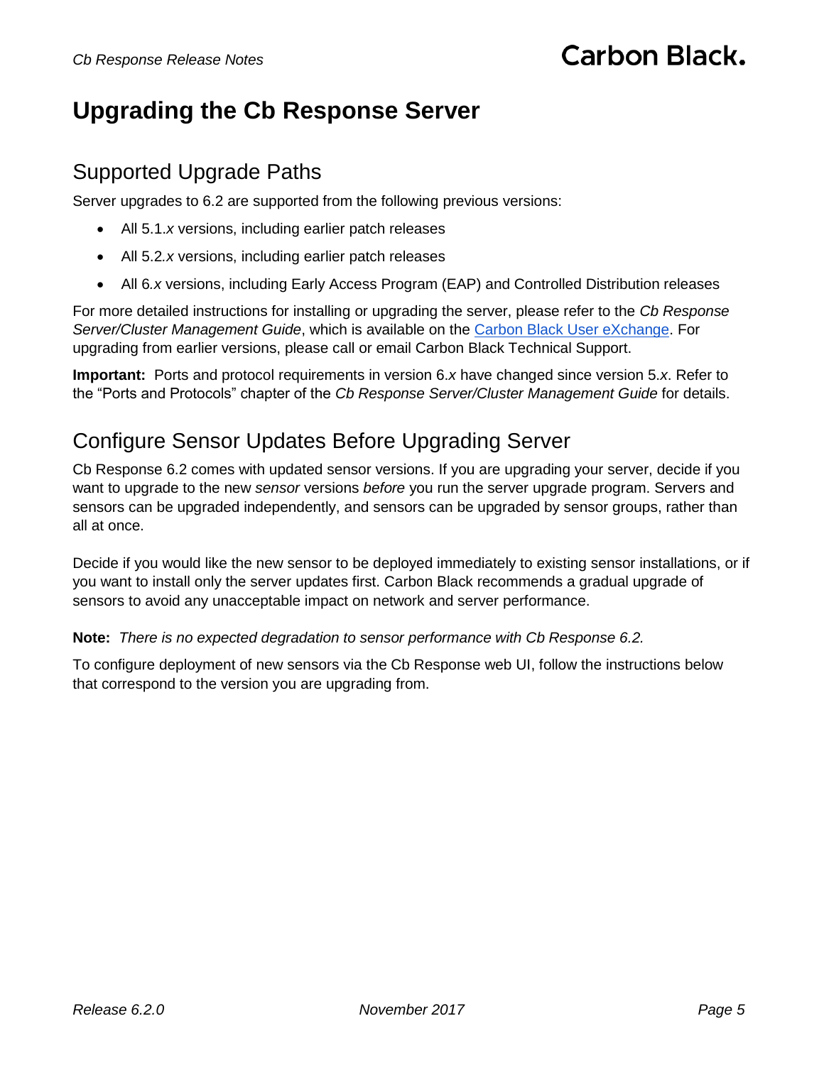# Upgrading the Cb Response Server

## Supported Upgrade Paths

Server upgrades to 6.2 are supported from the following previous versions:

- All 5.1.*x* versions, including earlier patch releases
- All 5.2.*x* versions, including earlier patch releases
- All 6.*x* versions, including Early Access Program (EAP) and Controlled Distribution releases

For more detailed instructions for installing or upgrading the server, please refer to the *Cb Response Server/Cluster Management Guide*, which is available on the [Carbon Black User eXchange](). For upgrading from earlier versions, please call or email Carbon Black Technical Support.

**Important:** Ports and protocol requirements in version 6.*x* have changed since version 5.*x*. Refer to the "Ports and Protocols" chapter of the *Cb Response Server/Cluster Management Guide* for details.

## Configure Sensor Updates Before Upgrading Server

Cb Response 6.2 comes with updated sensor versions. If you are upgrading your server, decide if you want to upgrade to the new *sensor* versions *before* you run the server upgrade program. Servers and sensors can be upgraded independently, and sensors can be upgraded by sensor groups, rather than all at once.

Decide if you would like the new sensor to be deployed immediately to existing sensor installations, or if you want to install only the server updates first. Carbon Black recommends a gradual upgrade of sensors to avoid any unacceptable impact on network and server performance.

**Note:** *There is no expected degradation to sensor performance with Cb Response 6.2.*

To configure deployment of new sensors via the Cb Response web UI, follow the instructions below that correspond to the version you are upgrading from.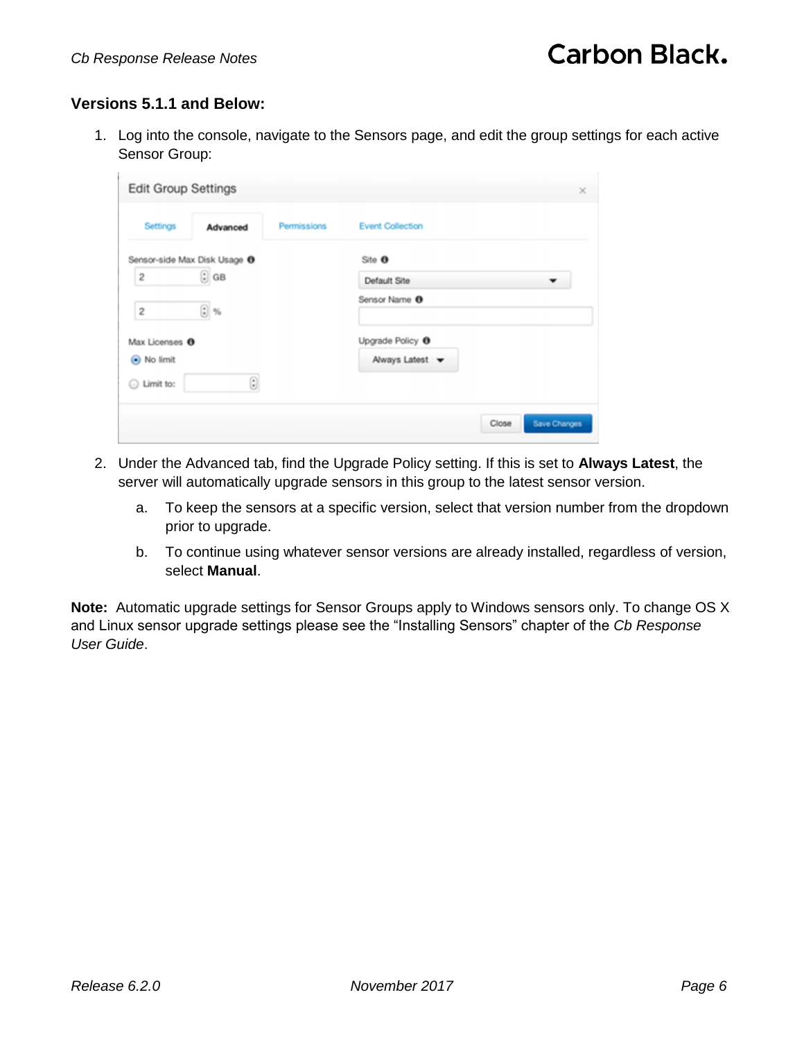### Versions 5.1.1 and Below:

1. Log into the console, navigate to the Sensors page, and edit the group settings for each active Sensor Group:

2. Under the Advanced tab, find the Upgrade Policy setting. If this is set to **Always Latest**, the server will automatically upgrade sensors in this group to the latest sensor version.

   a. To keep the sensors at a specific version, select that version number from the dropdown prior to upgrade.

   b. To continue using whatever sensor versions are already installed, regardless of version, select **Manual**.

**Note:** Automatic upgrade settings for Sensor Groups apply to Windows sensors only. To change OS X and Linux sensor upgrade settings please see the “Installing Sensors” chapter of the *Cb Response User Guide*.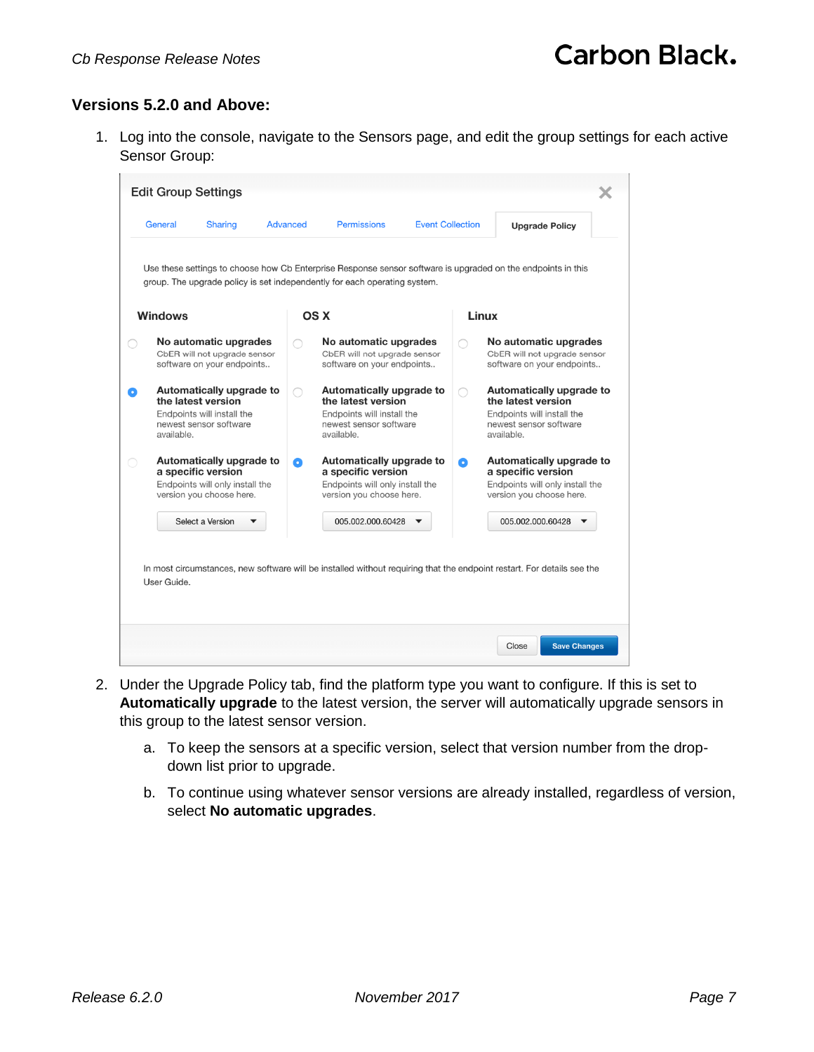### Versions 5.2.0 and Above:

1. Log into the console, navigate to the Sensors page, and edit the group settings for each active Sensor Group:

2. Under the Upgrade Policy tab, find the platform type you want to configure. If this is set to **Automatically upgrade** to the latest version, the server will automatically upgrade sensors in this group to the latest sensor version.

    a. To keep the sensors at a specific version, select that version number from the drop-down list prior to upgrade.

    b. To continue using whatever sensor versions are already installed, regardless of version, select **No automatic upgrades**.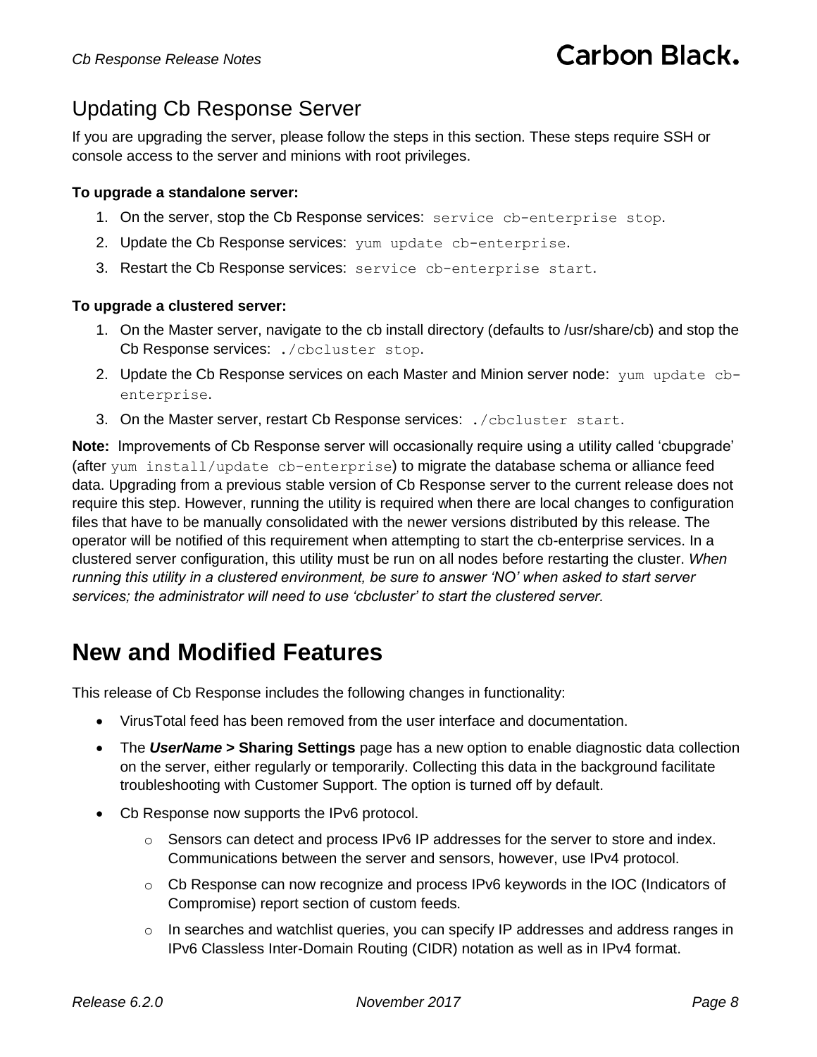## Updating Cb Response Server

If you are upgrading the server, please follow the steps in this section. These steps require SSH or console access to the server and minions with root privileges.

**To upgrade a standalone server:**

1. On the server, stop the Cb Response services: `service cb-enterprise stop`.
2. Update the Cb Response services: `yum update cb-enterprise`.
3. Restart the Cb Response services: `service cb-enterprise start`.

**To upgrade a clustered server:**

1. On the Master server, navigate to the cb install directory (defaults to /usr/share/cb) and stop the Cb Response services: `./cbcluster stop`.
2. Update the Cb Response services on each Master and Minion server node: `yum update cb-enterprise`.
3. On the Master server, restart Cb Response services: `./cbcluster start`.

**Note:** Improvements of Cb Response server will occasionally require using a utility called 'cbupgrade' (after `yum install/update cb-enterprise`) to migrate the database schema or alliance feed data. Upgrading from a previous stable version of Cb Response server to the current release does not require this step. However, running the utility is required when there are local changes to configuration files that have to be manually consolidated with the newer versions distributed by this release. The operator will be notified of this requirement when attempting to start the cb-enterprise services. In a clustered server configuration, this utility must be run on all nodes before restarting the cluster. *When running this utility in a clustered environment, be sure to answer 'NO' when asked to start server services; the administrator will need to use 'cbcluster' to start the clustered server.*

# New and Modified Features

This release of Cb Response includes the following changes in functionality:

- VirusTotal feed has been removed from the user interface and documentation.
- The ***UserName*** **> Sharing Settings** page has a new option to enable diagnostic data collection on the server, either regularly or temporarily. Collecting this data in the background facilitate troubleshooting with Customer Support. The option is turned off by default.
- Cb Response now supports the IPv6 protocol.
  - Sensors can detect and process IPv6 IP addresses for the server to store and index. Communications between the server and sensors, however, use IPv4 protocol.
  - Cb Response can now recognize and process IPv6 keywords in the IOC (Indicators of Compromise) report section of custom feeds.
  - In searches and watchlist queries, you can specify IP addresses and address ranges in IPv6 Classless Inter-Domain Routing (CIDR) notation as well as in IPv4 format.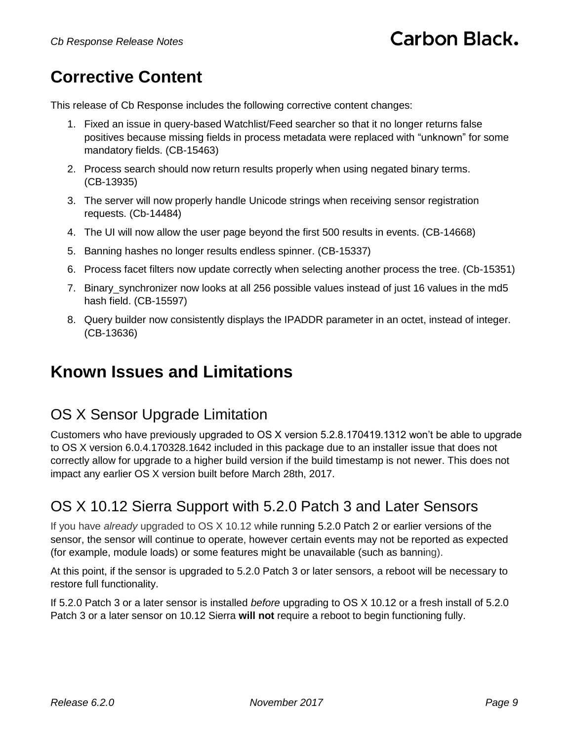# Corrective Content

This release of Cb Response includes the following corrective content changes:

1. Fixed an issue in query-based Watchlist/Feed searcher so that it no longer returns false positives because missing fields in process metadata were replaced with "unknown" for some mandatory fields. (CB-15463)
2. Process search should now return results properly when using negated binary terms. (CB-13935)
3. The server will now properly handle Unicode strings when receiving sensor registration requests. (Cb-14484)
4. The UI will now allow the user page beyond the first 500 results in events. (CB-14668)
5. Banning hashes no longer results endless spinner. (CB-15337)
6. Process facet filters now update correctly when selecting another process the tree. (Cb-15351)
7. Binary_synchronizer now looks at all 256 possible values instead of just 16 values in the md5 hash field. (CB-15597)
8. Query builder now consistently displays the IPADDR parameter in an octet, instead of integer. (CB-13636)

# Known Issues and Limitations

## OS X Sensor Upgrade Limitation

Customers who have previously upgraded to OS X version 5.2.8.170419.1312 won't be able to upgrade to OS X version 6.0.4.170328.1642 included in this package due to an installer issue that does not correctly allow for upgrade to a higher build version if the build timestamp is not newer. This does not impact any earlier OS X version built before March 28th, 2017.

## OS X 10.12 Sierra Support with 5.2.0 Patch 3 and Later Sensors

If you have *already* upgraded to OS X 10.12 while running 5.2.0 Patch 2 or earlier versions of the sensor, the sensor will continue to operate, however certain events may not be reported as expected (for example, module loads) or some features might be unavailable (such as banning).

At this point, if the sensor is upgraded to 5.2.0 Patch 3 or later sensors, a reboot will be necessary to restore full functionality.

If 5.2.0 Patch 3 or a later sensor is installed *before* upgrading to OS X 10.12 or a fresh install of 5.2.0 Patch 3 or a later sensor on 10.12 Sierra **will not** require a reboot to begin functioning fully.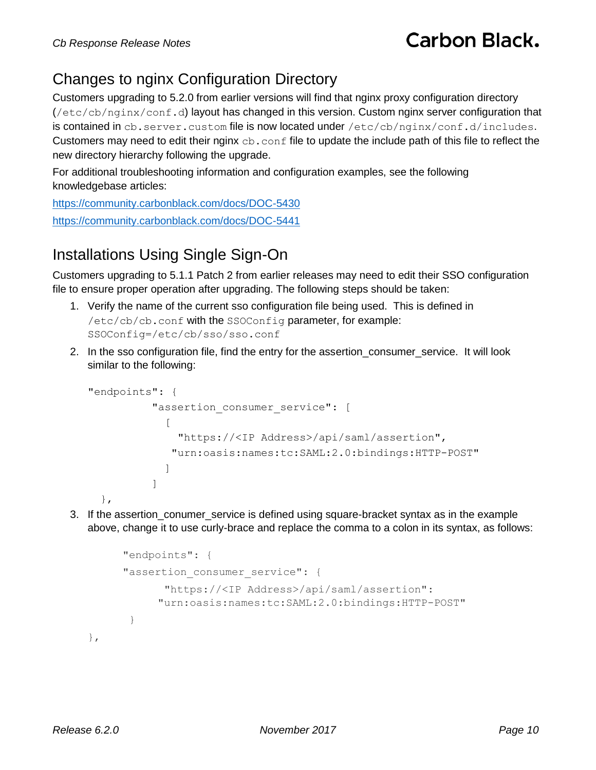## Changes to nginx Configuration Directory

Customers upgrading to 5.2.0 from earlier versions will find that nginx proxy configuration directory (`/etc/cb/nginx/conf.d`) layout has changed in this version. Custom nginx server configuration that is contained in `cb.server.custom` file is now located under `/etc/cb/nginx/conf.d/includes`. Customers may need to edit their nginx `cb.conf` file to update the include path of this file to reflect the new directory hierarchy following the upgrade.

For additional troubleshooting information and configuration examples, see the following knowledgebase articles:

https://community.carbonblack.com/docs/DOC-5430

https://community.carbonblack.com/docs/DOC-5441

## Installations Using Single Sign-On

Customers upgrading to 5.1.1 Patch 2 from earlier releases may need to edit their SSO configuration file to ensure proper operation after upgrading. The following steps should be taken:

1. Verify the name of the current sso configuration file being used. This is defined in `/etc/cb/cb.conf` with the `SSOConfig` parameter, for example: `SSOConfig=/etc/cb/sso/sso.conf`
2. In the sso configuration file, find the entry for the assertion_consumer_service. It will look similar to the following:

```
"endpoints": {
          "assertion_consumer_service": [
            [
              "https://<IP Address>/api/saml/assertion",
             "urn:oasis:names:tc:SAML:2.0:bindings:HTTP-POST"
            ]
          ]
  },
```

3. If the assertion_conumer_service is defined using square-bracket syntax as in the example above, change it to use curly-brace and replace the comma to a colon in its syntax, as follows:

```
     "endpoints": {
     "assertion_consumer_service": {
           "https://<IP Address>/api/saml/assertion":
          "urn:oasis:names:tc:SAML:2.0:bindings:HTTP-POST"
      }
},
```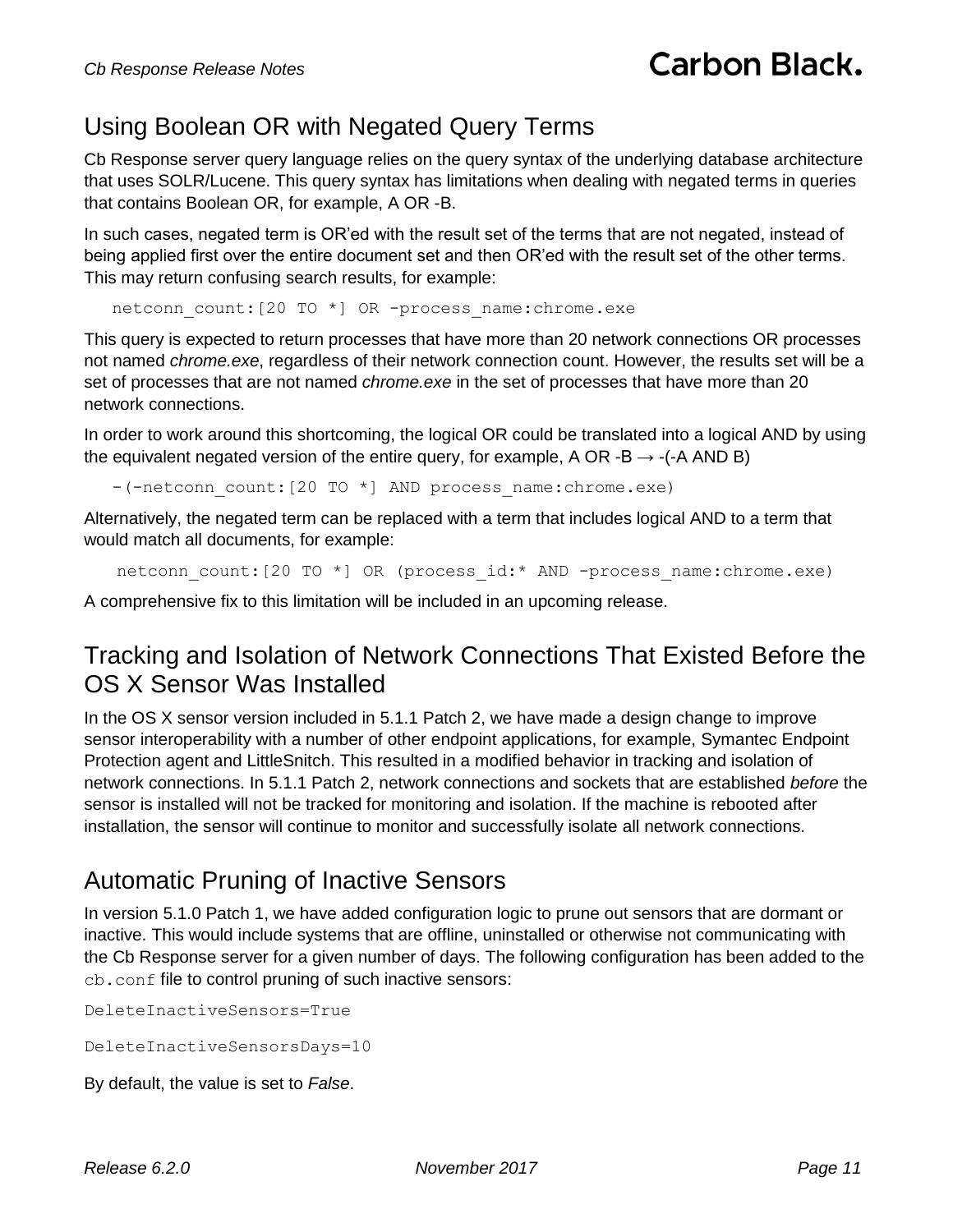## Using Boolean OR with Negated Query Terms

Cb Response server query language relies on the query syntax of the underlying database architecture that uses SOLR/Lucene. This query syntax has limitations when dealing with negated terms in queries that contains Boolean OR, for example, A OR -B.

In such cases, negated term is OR'ed with the result set of the terms that are not negated, instead of being applied first over the entire document set and then OR'ed with the result set of the other terms. This may return confusing search results, for example:

```
netconn_count:[20 TO *] OR -process_name:chrome.exe
```

This query is expected to return processes that have more than 20 network connections OR processes not named *chrome.exe*, regardless of their network connection count. However, the results set will be a set of processes that are not named *chrome.exe* in the set of processes that have more than 20 network connections.

In order to work around this shortcoming, the logical OR could be translated into a logical AND by using the equivalent negated version of the entire query, for example, A OR -B → -(-A AND B)

```
-(-netconn_count:[20 TO *] AND process_name:chrome.exe)
```

Alternatively, the negated term can be replaced with a term that includes logical AND to a term that would match all documents, for example:

```
netconn_count:[20 TO *] OR (process_id:* AND -process_name:chrome.exe)
```

A comprehensive fix to this limitation will be included in an upcoming release.

## Tracking and Isolation of Network Connections That Existed Before the OS X Sensor Was Installed

In the OS X sensor version included in 5.1.1 Patch 2, we have made a design change to improve sensor interoperability with a number of other endpoint applications, for example, Symantec Endpoint Protection agent and LittleSnitch. This resulted in a modified behavior in tracking and isolation of network connections. In 5.1.1 Patch 2, network connections and sockets that are established *before* the sensor is installed will not be tracked for monitoring and isolation. If the machine is rebooted after installation, the sensor will continue to monitor and successfully isolate all network connections.

## Automatic Pruning of Inactive Sensors

In version 5.1.0 Patch 1, we have added configuration logic to prune out sensors that are dormant or inactive. This would include systems that are offline, uninstalled or otherwise not communicating with the Cb Response server for a given number of days. The following configuration has been added to the `cb.conf` file to control pruning of such inactive sensors:

```
DeleteInactiveSensors=True

DeleteInactiveSensorsDays=10
```

By default, the value is set to *False*.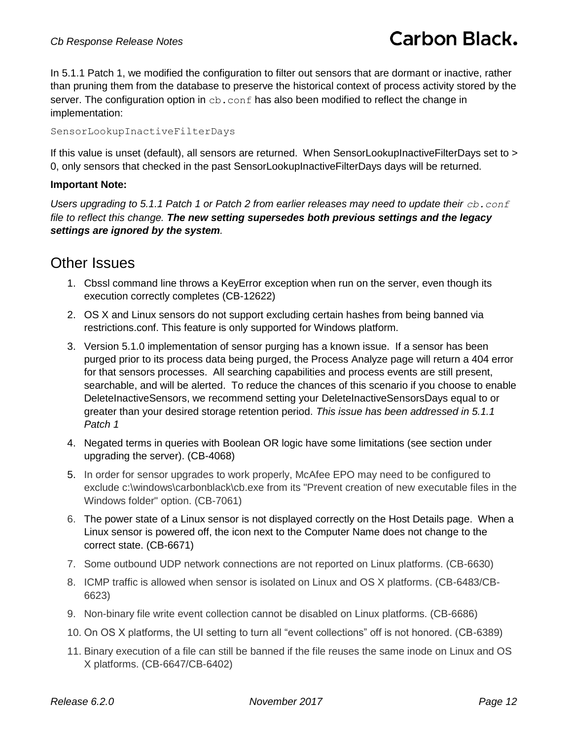In 5.1.1 Patch 1, we modified the configuration to filter out sensors that are dormant or inactive, rather than pruning them from the database to preserve the historical context of process activity stored by the server. The configuration option in `cb.conf` has also been modified to reflect the change in implementation:

```
SensorLookupInactiveFilterDays
```

If this value is unset (default), all sensors are returned. When SensorLookupInactiveFilterDays set to > 0, only sensors that checked in the past SensorLookupInactiveFilterDays days will be returned.

**Important Note:**

*Users upgrading to 5.1.1 Patch 1 or Patch 2 from earlier releases may need to update their `cb.conf` file to reflect this change.* ***The new setting supersedes both previous settings and the legacy settings are ignored by the system****.*

## Other Issues

1. Cbssl command line throws a KeyError exception when run on the server, even though its execution correctly completes (CB-12622)
2. OS X and Linux sensors do not support excluding certain hashes from being banned via restrictions.conf. This feature is only supported for Windows platform.
3. Version 5.1.0 implementation of sensor purging has a known issue. If a sensor has been purged prior to its process data being purged, the Process Analyze page will return a 404 error for that sensors processes. All searching capabilities and process events are still present, searchable, and will be alerted. To reduce the chances of this scenario if you choose to enable DeleteInactiveSensors, we recommend setting your DeleteInactiveSensorsDays equal to or greater than your desired storage retention period. *This issue has been addressed in 5.1.1 Patch 1*
4. Negated terms in queries with Boolean OR logic have some limitations (see section under upgrading the server). (CB-4068)
5. In order for sensor upgrades to work properly, McAfee EPO may need to be configured to exclude c:\windows\carbonblack\cb.exe from its "Prevent creation of new executable files in the Windows folder" option. (CB-7061)
6. The power state of a Linux sensor is not displayed correctly on the Host Details page. When a Linux sensor is powered off, the icon next to the Computer Name does not change to the correct state. (CB-6671)
7. Some outbound UDP network connections are not reported on Linux platforms. (CB-6630)
8. ICMP traffic is allowed when sensor is isolated on Linux and OS X platforms. (CB-6483/CB-6623)
9. Non-binary file write event collection cannot be disabled on Linux platforms. (CB-6686)
10. On OS X platforms, the UI setting to turn all "event collections" off is not honored. (CB-6389)
11. Binary execution of a file can still be banned if the file reuses the same inode on Linux and OS X platforms. (CB-6647/CB-6402)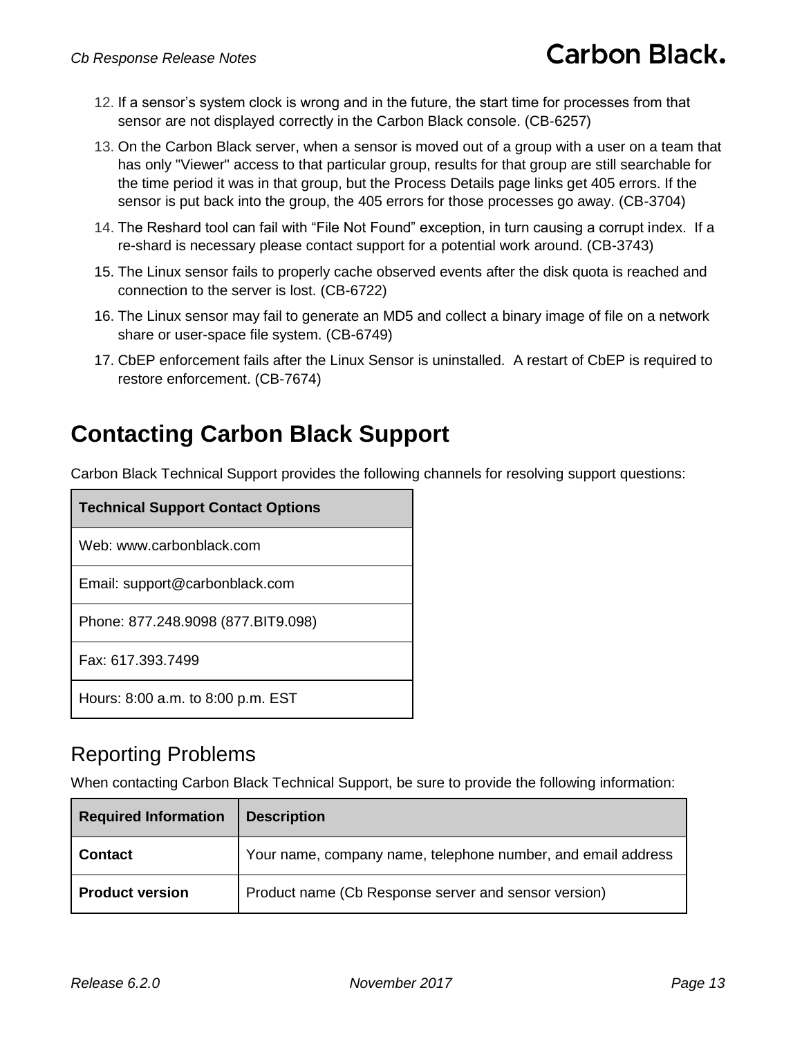12. If a sensor's system clock is wrong and in the future, the start time for processes from that sensor are not displayed correctly in the Carbon Black console. (CB-6257)
13. On the Carbon Black server, when a sensor is moved out of a group with a user on a team that has only "Viewer" access to that particular group, results for that group are still searchable for the time period it was in that group, but the Process Details page links get 405 errors. If the sensor is put back into the group, the 405 errors for those processes go away. (CB-3704)
14. The Reshard tool can fail with "File Not Found" exception, in turn causing a corrupt index. If a re-shard is necessary please contact support for a potential work around. (CB-3743)
15. The Linux sensor fails to properly cache observed events after the disk quota is reached and connection to the server is lost. (CB-6722)
16. The Linux sensor may fail to generate an MD5 and collect a binary image of file on a network share or user-space file system. (CB-6749)
17. CbEP enforcement fails after the Linux Sensor is uninstalled. A restart of CbEP is required to restore enforcement. (CB-7674)

# Contacting Carbon Black Support

Carbon Black Technical Support provides the following channels for resolving support questions:

| Technical Support Contact Options |
|---|
| Web: www.carbonblack.com |
| Email: support@carbonblack.com |
| Phone: 877.248.9098 (877.BIT9.098) |
| Fax: 617.393.7499 |
| Hours: 8:00 a.m. to 8:00 p.m. EST |

## Reporting Problems

When contacting Carbon Black Technical Support, be sure to provide the following information:

| Required Information | Description |
|---|---|
| **Contact** | Your name, company name, telephone number, and email address |
| **Product version** | Product name (Cb Response server and sensor version) |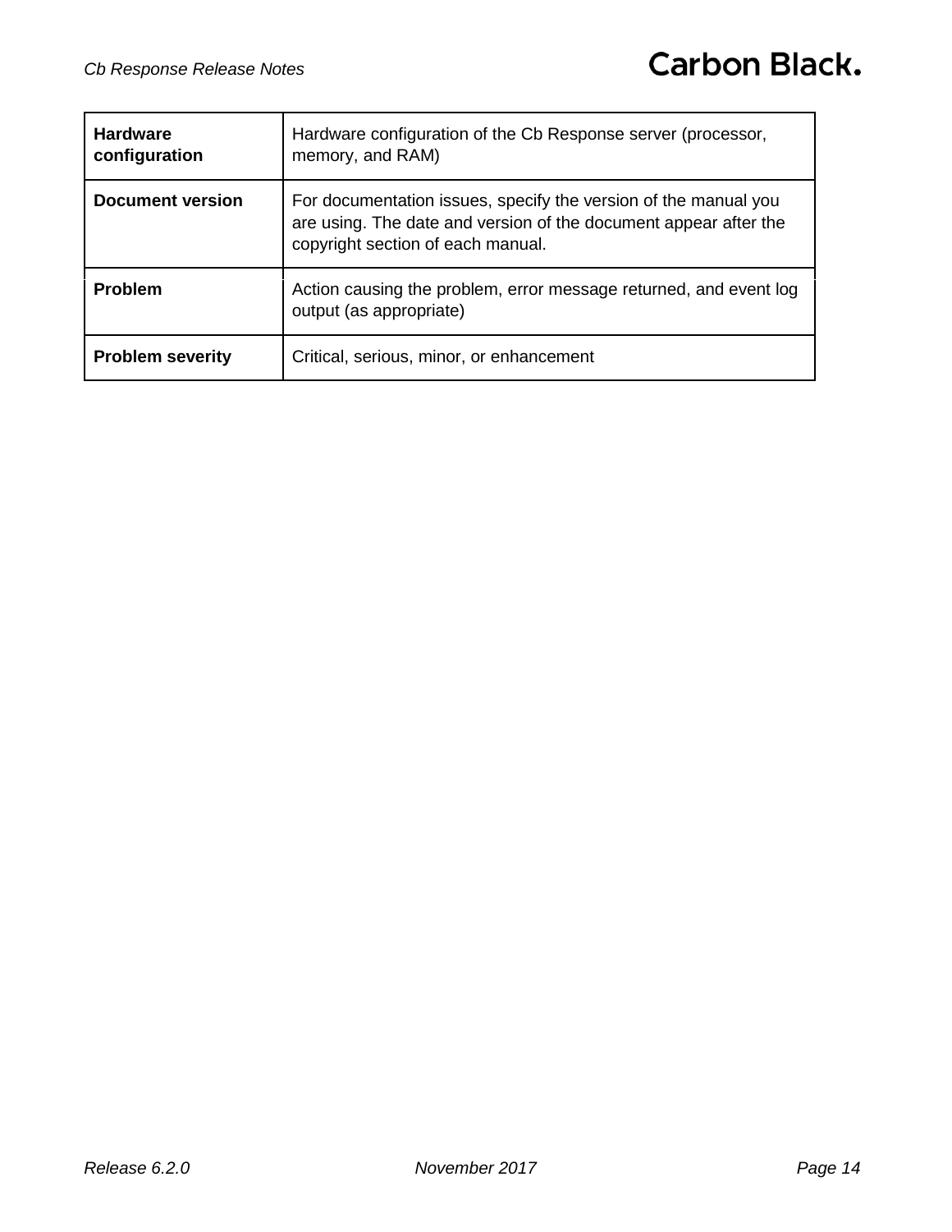| | |
|---|---|
| **Hardware configuration** | Hardware configuration of the Cb Response server (processor, memory, and RAM) |
| **Document version** | For documentation issues, specify the version of the manual you are using. The date and version of the document appear after the copyright section of each manual. |
| **Problem** | Action causing the problem, error message returned, and event log output (as appropriate) |
| **Problem severity** | Critical, serious, minor, or enhancement |